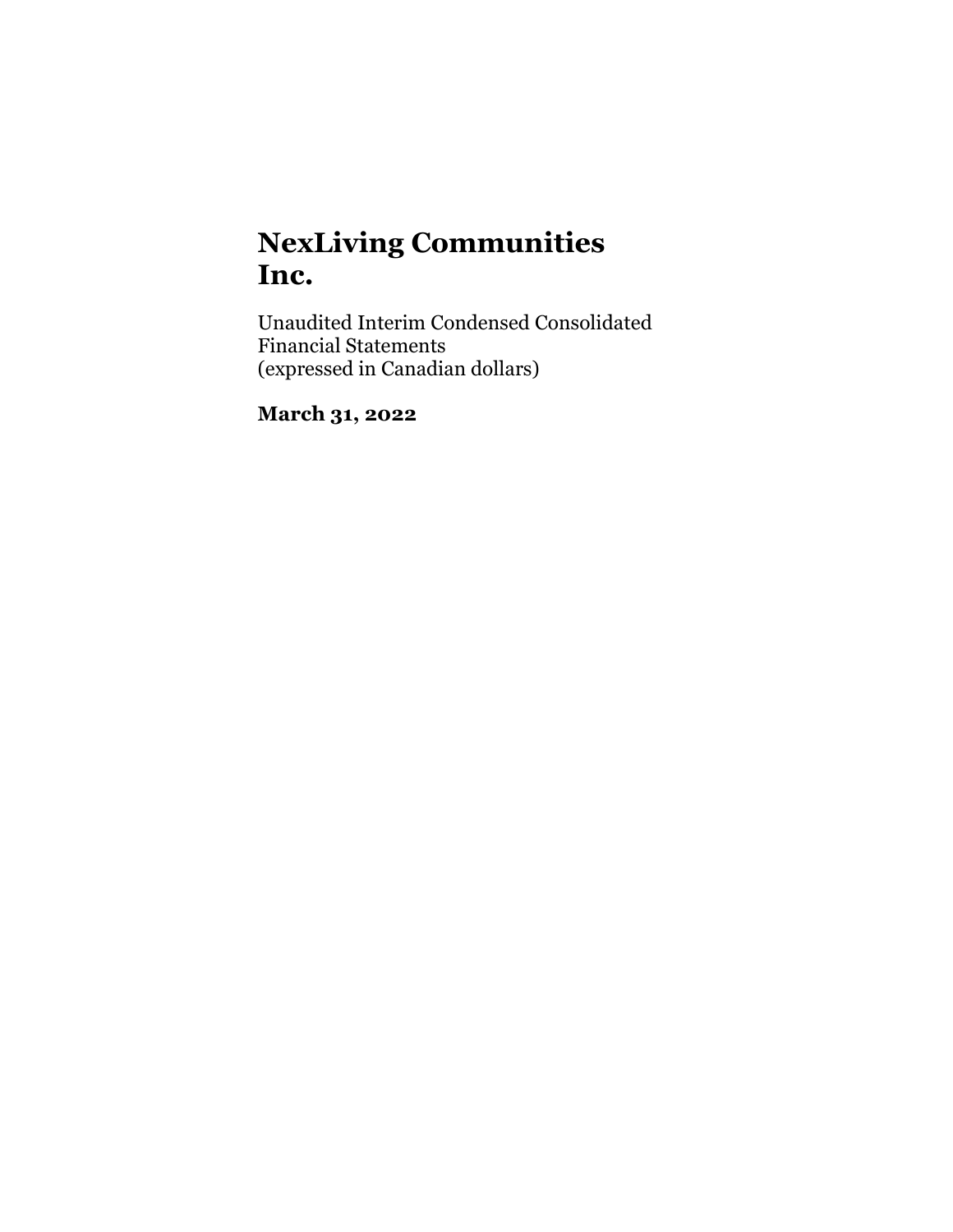# NexLiving Communities Inc.

Unaudited Interim Condensed Consolidated Financial Statements
(expressed in Canadian dollars)

**March 31, 2022**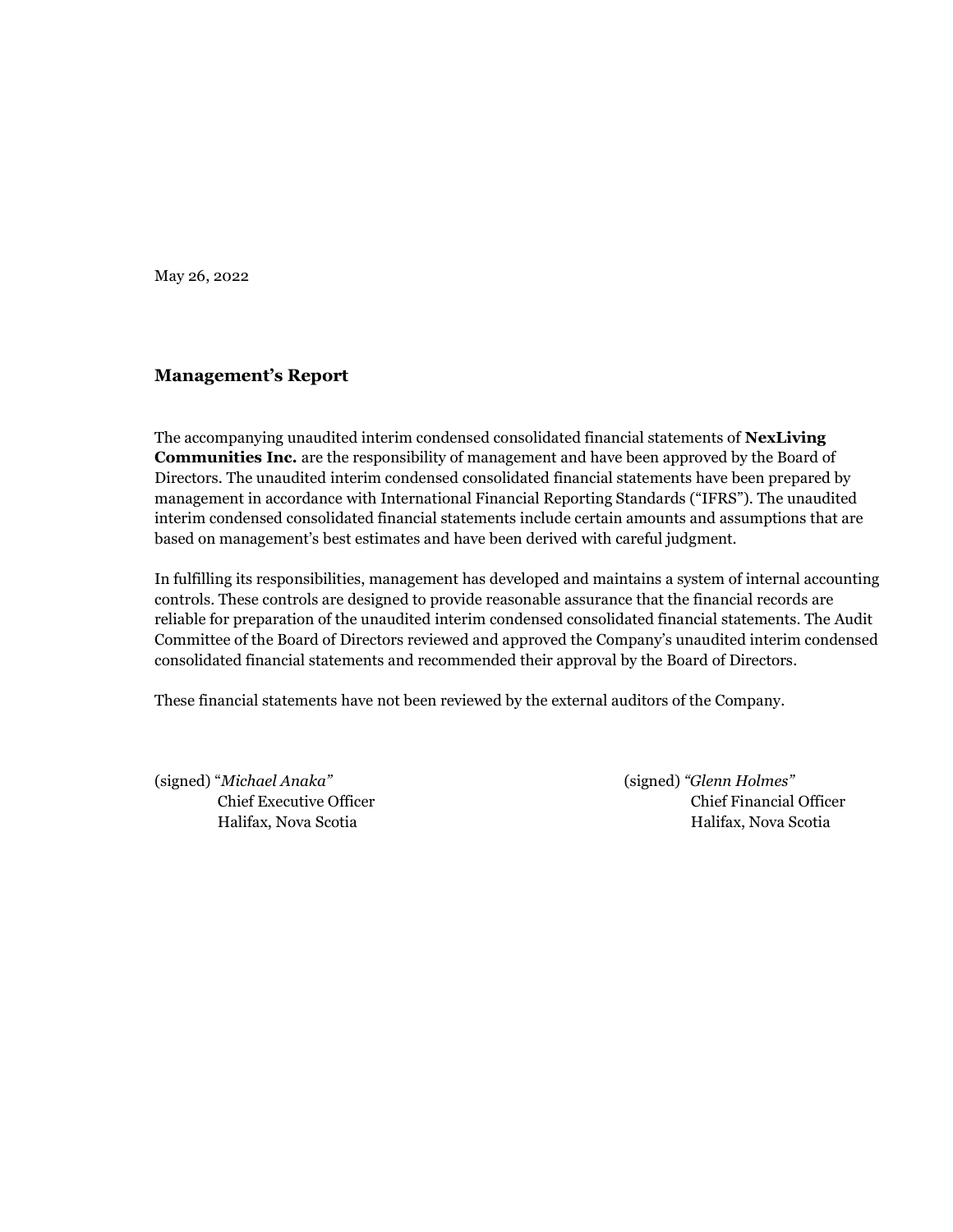May 26, 2022

## Management's Report

The accompanying unaudited interim condensed consolidated financial statements of **NexLiving Communities Inc.** are the responsibility of management and have been approved by the Board of Directors. The unaudited interim condensed consolidated financial statements have been prepared by management in accordance with International Financial Reporting Standards ("IFRS"). The unaudited interim condensed consolidated financial statements include certain amounts and assumptions that are based on management's best estimates and have been derived with careful judgment.

In fulfilling its responsibilities, management has developed and maintains a system of internal accounting controls. These controls are designed to provide reasonable assurance that the financial records are reliable for preparation of the unaudited interim condensed consolidated financial statements. The Audit Committee of the Board of Directors reviewed and approved the Company's unaudited interim condensed consolidated financial statements and recommended their approval by the Board of Directors.

These financial statements have not been reviewed by the external auditors of the Company.

(signed) "*Michael Anaka*"
Chief Executive Officer
Halifax, Nova Scotia

(signed) *"Glenn Holmes"*
Chief Financial Officer
Halifax, Nova Scotia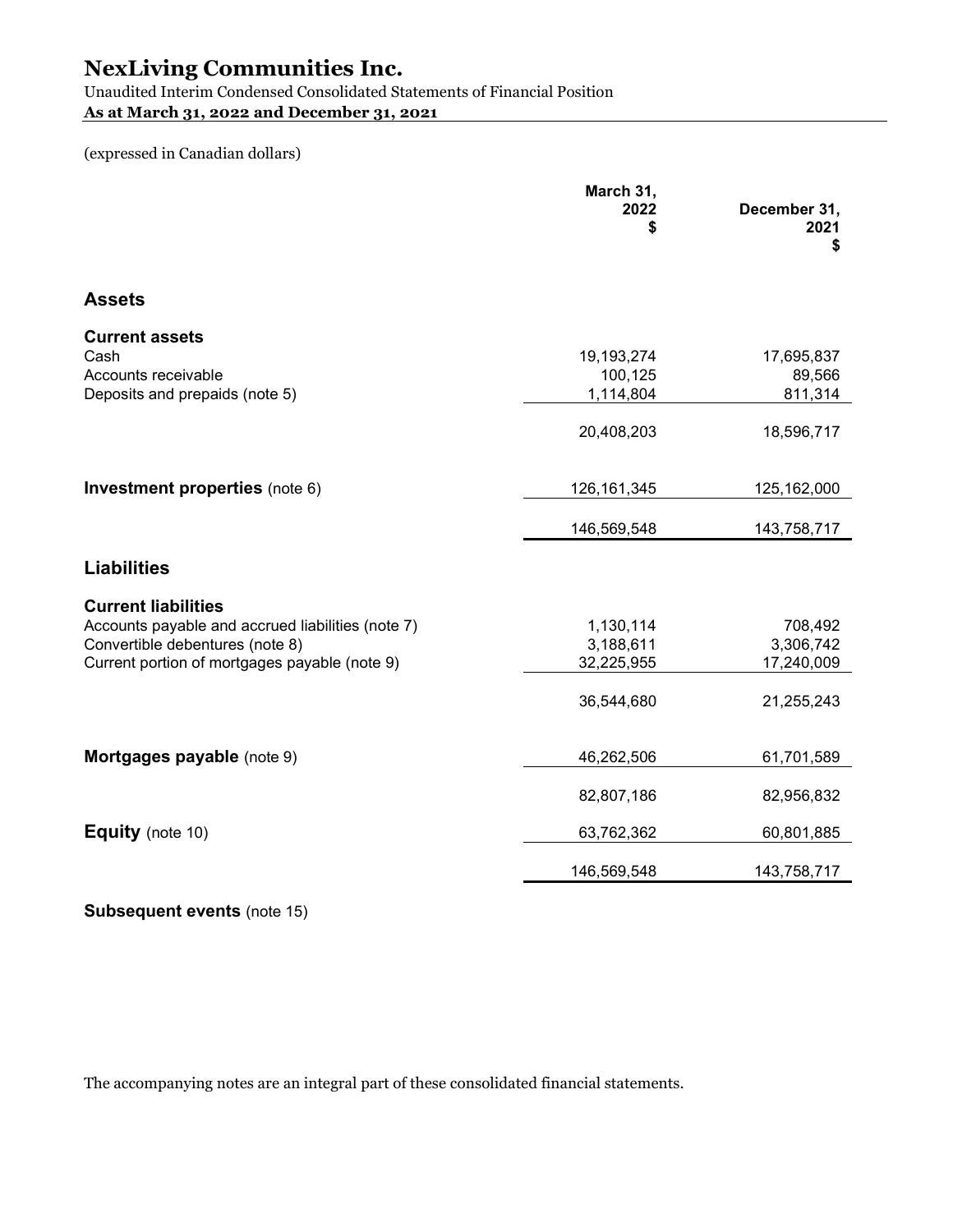# NexLiving Communities Inc.

Unaudited Interim Condensed Consolidated Statements of Financial Position
**As at March 31, 2022 and December 31, 2021**

(expressed in Canadian dollars)

| | March 31, 2022 $ | December 31, 2021 $ |
|---|---|---|
| **Assets** | | |
| **Current assets** | | |
| Cash | 19,193,274 | 17,695,837 |
| Accounts receivable | 100,125 | 89,566 |
| Deposits and prepaids (note 5) | 1,114,804 | 811,314 |
| | 20,408,203 | 18,596,717 |
| **Investment properties** (note 6) | 126,161,345 | 125,162,000 |
| | 146,569,548 | 143,758,717 |
| **Liabilities** | | |
| **Current liabilities** | | |
| Accounts payable and accrued liabilities (note 7) | 1,130,114 | 708,492 |
| Convertible debentures (note 8) | 3,188,611 | 3,306,742 |
| Current portion of mortgages payable (note 9) | 32,225,955 | 17,240,009 |
| | 36,544,680 | 21,255,243 |
| **Mortgages payable** (note 9) | 46,262,506 | 61,701,589 |
| | 82,807,186 | 82,956,832 |
| **Equity** (note 10) | 63,762,362 | 60,801,885 |
| | 146,569,548 | 143,758,717 |

**Subsequent events** (note 15)

The accompanying notes are an integral part of these consolidated financial statements.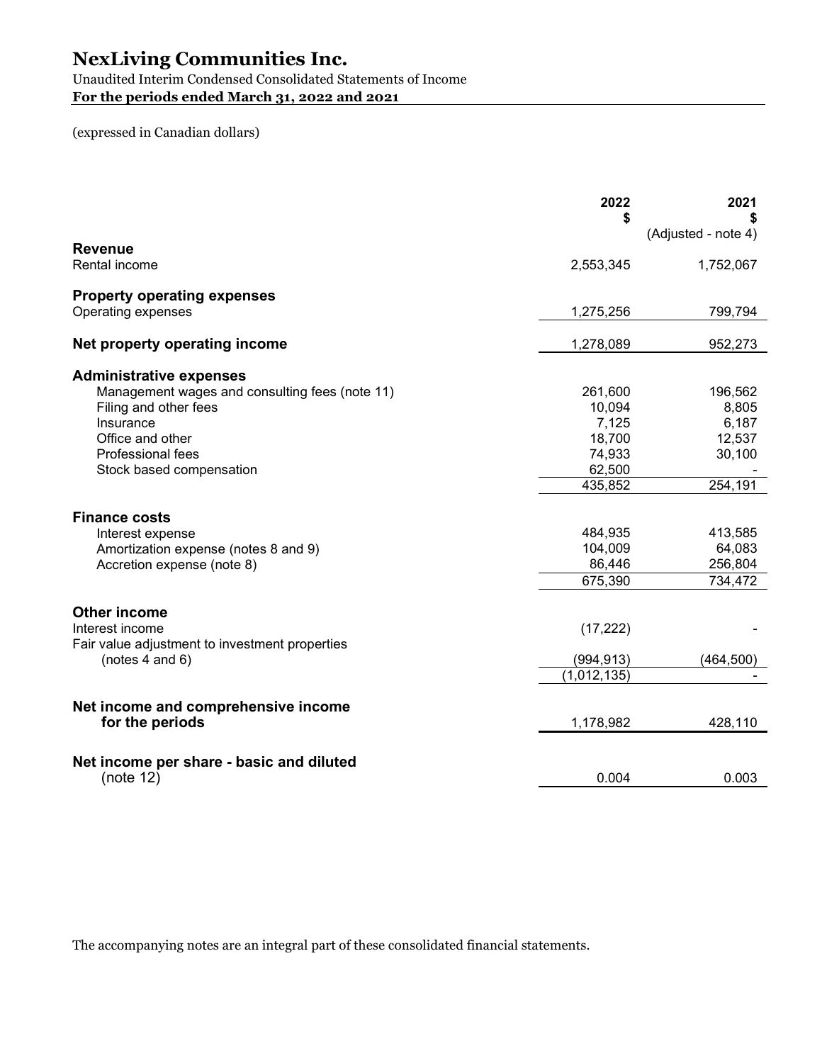# NexLiving Communities Inc.

Unaudited Interim Condensed Consolidated Statements of Income
**For the periods ended March 31, 2022 and 2021**

(expressed in Canadian dollars)

| | 2022<br>$ | 2021<br>$<br>(Adjusted - note 4) |
|---|---|---|
| **Revenue** | | |
| Rental income | 2,553,345 | 1,752,067 |
| **Property operating expenses** | | |
| Operating expenses | 1,275,256 | 799,794 |
| **Net property operating income** | 1,278,089 | 952,273 |
| **Administrative expenses** | | |
| Management wages and consulting fees (note 11) | 261,600 | 196,562 |
| Filing and other fees | 10,094 | 8,805 |
| Insurance | 7,125 | 6,187 |
| Office and other | 18,700 | 12,537 |
| Professional fees | 74,933 | 30,100 |
| Stock based compensation | 62,500 | - |
| | 435,852 | 254,191 |
| **Finance costs** | | |
| Interest expense | 484,935 | 413,585 |
| Amortization expense (notes 8 and 9) | 104,009 | 64,083 |
| Accretion expense (note 8) | 86,446 | 256,804 |
| | 675,390 | 734,472 |
| **Other income** | | |
| Interest income | (17,222) | - |
| Fair value adjustment to investment properties (notes 4 and 6) | (994,913) | (464,500) |
| | (1,012,135) | - |
| **Net income and comprehensive income for the periods** | 1,178,982 | 428,110 |
| **Net income per share - basic and diluted** (note 12) | 0.004 | 0.003 |

The accompanying notes are an integral part of these consolidated financial statements.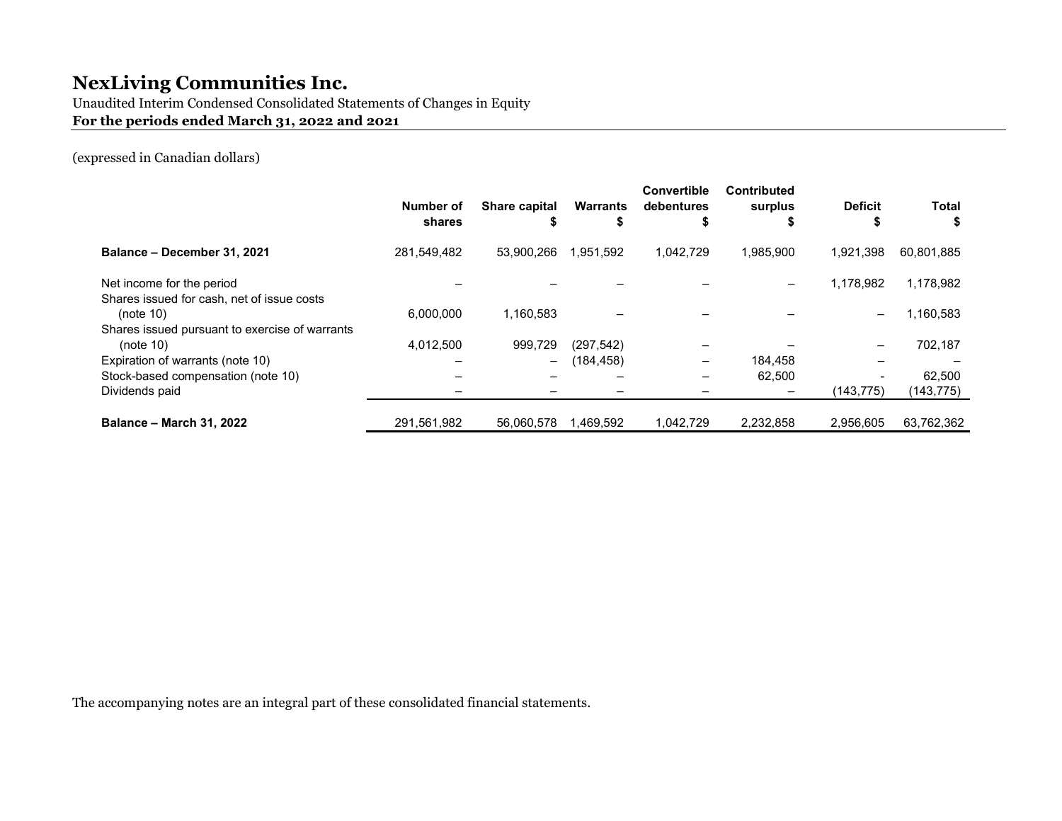# NexLiving Communities Inc.

Unaudited Interim Condensed Consolidated Statements of Changes in Equity

**For the periods ended March 31, 2022 and 2021**

(expressed in Canadian dollars)

| | Number of shares | Share capital $ | Warrants $ | Convertible debentures $ | Contributed surplus $ | Deficit $ | Total $ |
|---|---|---|---|---|---|---|---|
| **Balance – December 31, 2021** | 281,549,482 | 53,900,266 | 1,951,592 | 1,042,729 | 1,985,900 | 1,921,398 | 60,801,885 |
| Net income for the period | – | – | – | – | – | 1,178,982 | 1,178,982 |
| Shares issued for cash, net of issue costs (note 10) | 6,000,000 | 1,160,583 | – | – | – | – | 1,160,583 |
| Shares issued pursuant to exercise of warrants (note 10) | 4,012,500 | 999,729 | (297,542) | – | – | – | 702,187 |
| Expiration of warrants (note 10) | – | – | (184,458) | – | 184,458 | – | – |
| Stock-based compensation (note 10) | – | – | – | – | 62,500 | - | 62,500 |
| Dividends paid | – | – | – | – | – | (143,775) | (143,775) |
| **Balance – March 31, 2022** | 291,561,982 | 56,060,578 | 1,469,592 | 1,042,729 | 2,232,858 | 2,956,605 | 63,762,362 |

The accompanying notes are an integral part of these consolidated financial statements.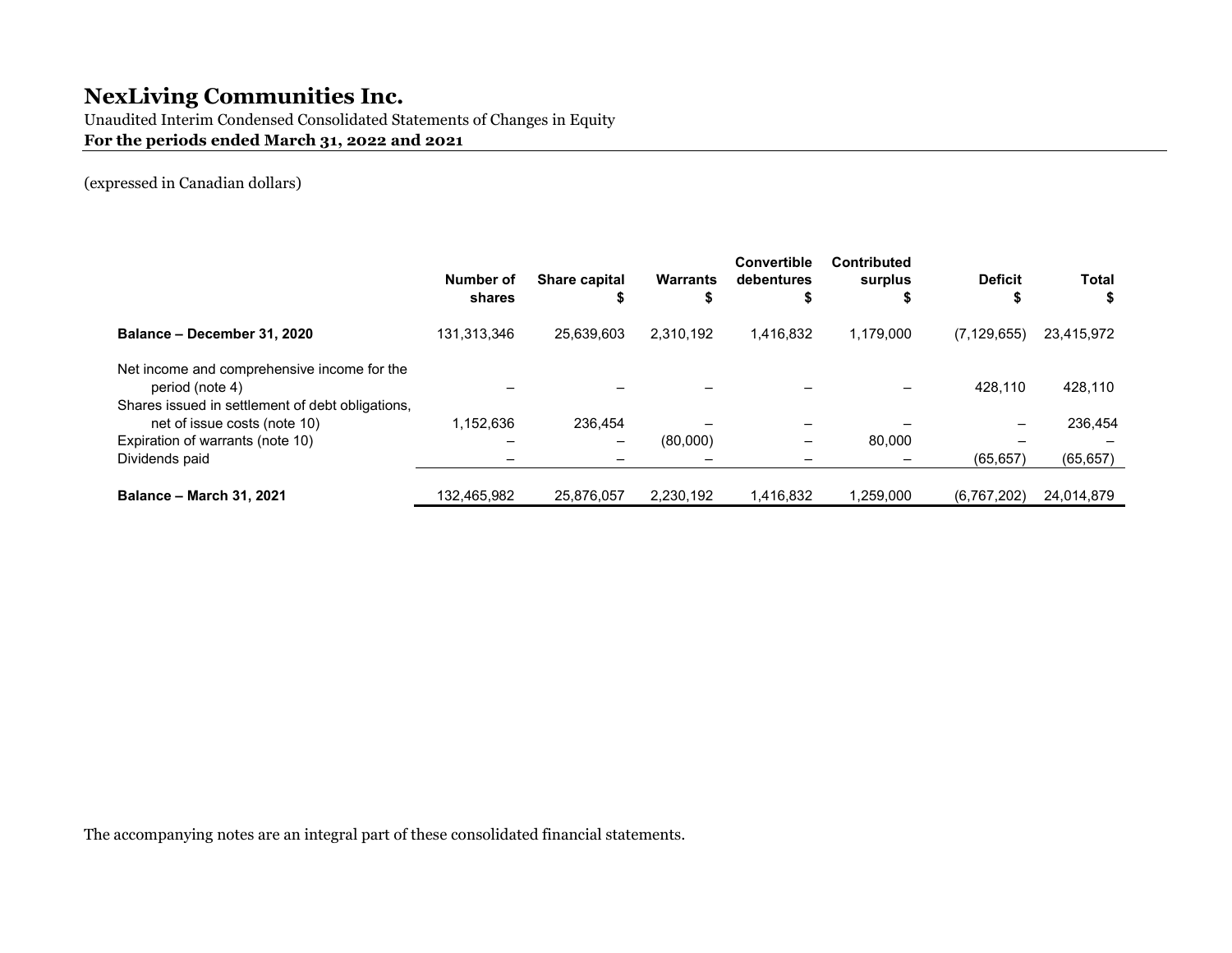# NexLiving Communities Inc.

Unaudited Interim Condensed Consolidated Statements of Changes in Equity

**For the periods ended March 31, 2022 and 2021**

(expressed in Canadian dollars)

| | Number of shares | Share capital $ | Warrants $ | Convertible debentures $ | Contributed surplus $ | Deficit $ | Total $ |
|---|---|---|---|---|---|---|---|
| **Balance – December 31, 2020** | 131,313,346 | 25,639,603 | 2,310,192 | 1,416,832 | 1,179,000 | (7,129,655) | 23,415,972 |
| Net income and comprehensive income for the period (note 4) | – | – | – | – | – | 428,110 | 428,110 |
| Shares issued in settlement of debt obligations, net of issue costs (note 10) | 1,152,636 | 236,454 | – | – | – | – | 236,454 |
| Expiration of warrants (note 10) | – | – | (80,000) | – | 80,000 | – | – |
| Dividends paid | – | – | – | – | – | (65,657) | (65,657) |
| **Balance – March 31, 2021** | 132,465,982 | 25,876,057 | 2,230,192 | 1,416,832 | 1,259,000 | (6,767,202) | 24,014,879 |

The accompanying notes are an integral part of these consolidated financial statements.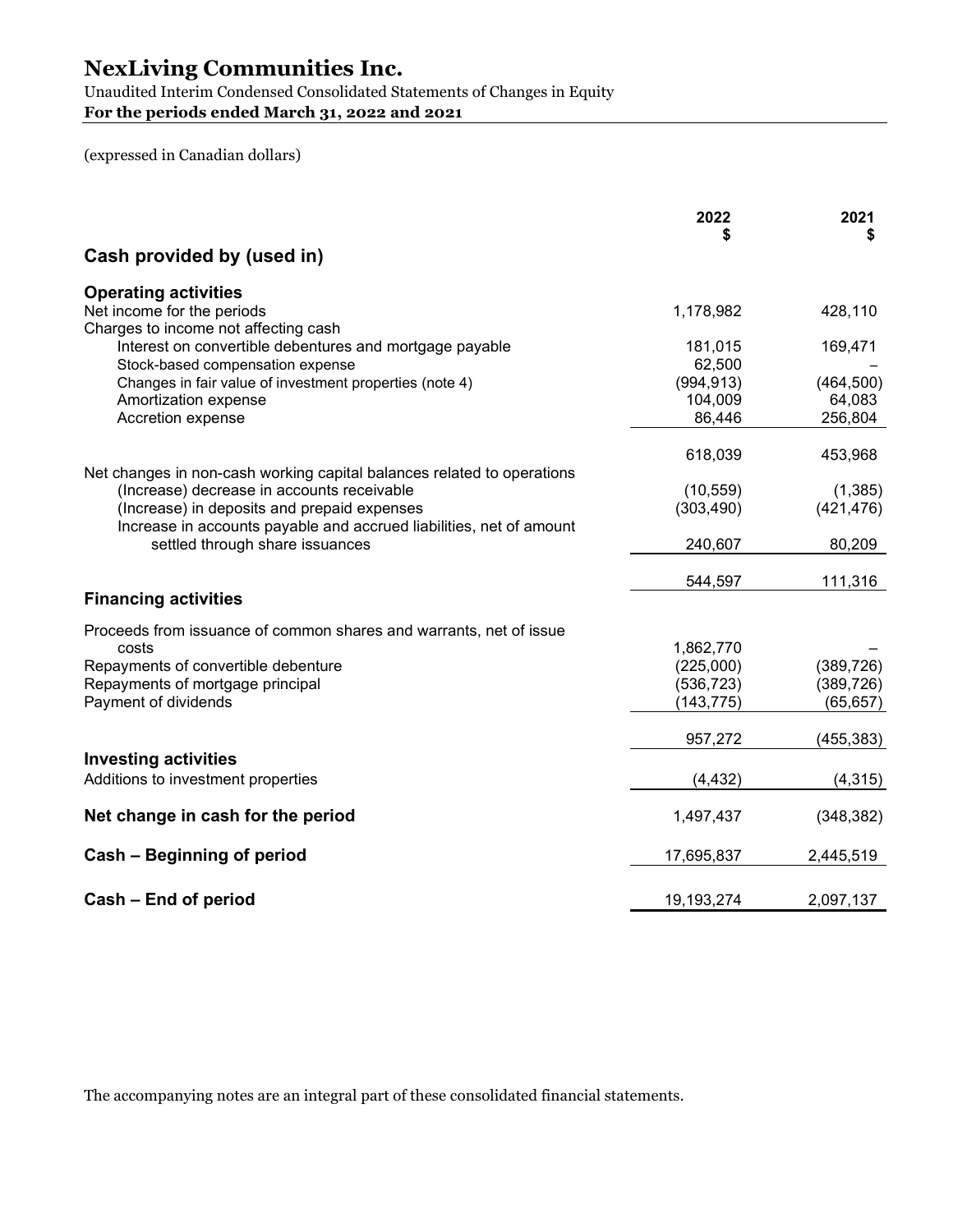# NexLiving Communities Inc.

Unaudited Interim Condensed Consolidated Statements of Changes in Equity

**For the periods ended March 31, 2022 and 2021**

(expressed in Canadian dollars)

| | 2022<br>$ | 2021<br>$ |
|---|---|---|
| **Cash provided by (used in)** | | |
| **Operating activities** | | |
| Net income for the periods | 1,178,982 | 428,110 |
| Charges to income not affecting cash | | |
| Interest on convertible debentures and mortgage payable | 181,015 | 169,471 |
| Stock-based compensation expense | 62,500 | – |
| Changes in fair value of investment properties (note 4) | (994,913) | (464,500) |
| Amortization expense | 104,009 | 64,083 |
| Accretion expense | 86,446 | 256,804 |
| | 618,039 | 453,968 |
| Net changes in non-cash working capital balances related to operations | | |
| (Increase) decrease in accounts receivable | (10,559) | (1,385) |
| (Increase) in deposits and prepaid expenses | (303,490) | (421,476) |
| Increase in accounts payable and accrued liabilities, net of amount settled through share issuances | 240,607 | 80,209 |
| | 544,597 | 111,316 |
| **Financing activities** | | |
| Proceeds from issuance of common shares and warrants, net of issue costs | 1,862,770 | – |
| Repayments of convertible debenture | (225,000) | (389,726) |
| Repayments of mortgage principal | (536,723) | (389,726) |
| Payment of dividends | (143,775) | (65,657) |
| | 957,272 | (455,383) |
| **Investing activities** | | |
| Additions to investment properties | (4,432) | (4,315) |
| **Net change in cash for the period** | 1,497,437 | (348,382) |
| **Cash – Beginning of period** | 17,695,837 | 2,445,519 |
| **Cash – End of period** | 19,193,274 | 2,097,137 |

The accompanying notes are an integral part of these consolidated financial statements.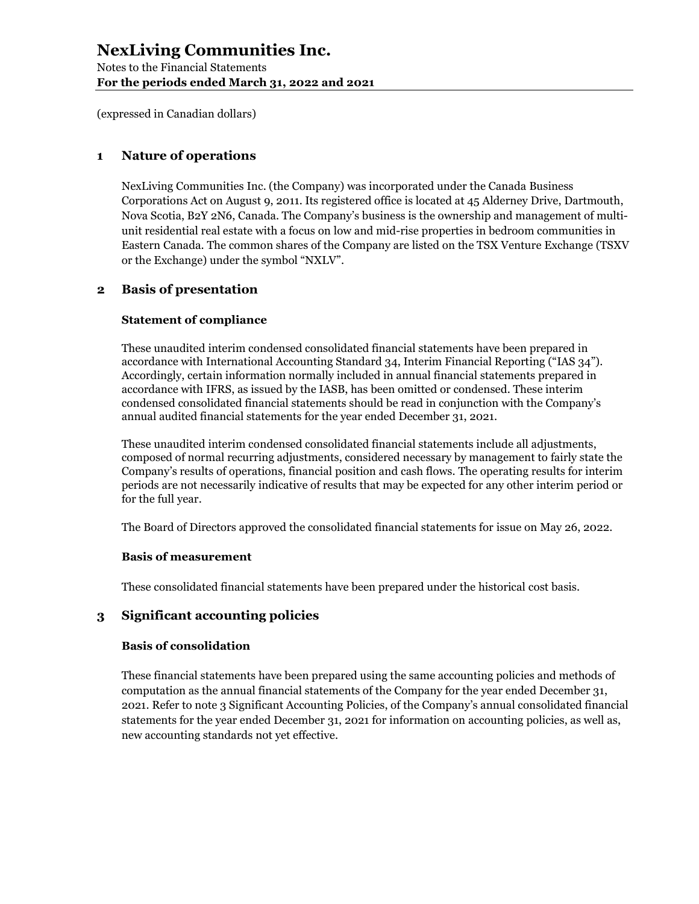# NexLiving Communities Inc.

Notes to the Financial Statements
**For the periods ended March 31, 2022 and 2021**

(expressed in Canadian dollars)

## 1 Nature of operations

NexLiving Communities Inc. (the Company) was incorporated under the Canada Business Corporations Act on August 9, 2011. Its registered office is located at 45 Alderney Drive, Dartmouth, Nova Scotia, B2Y 2N6, Canada. The Company's business is the ownership and management of multi-unit residential real estate with a focus on low and mid-rise properties in bedroom communities in Eastern Canada. The common shares of the Company are listed on the TSX Venture Exchange (TSXV or the Exchange) under the symbol "NXLV".

## 2 Basis of presentation

### Statement of compliance

These unaudited interim condensed consolidated financial statements have been prepared in accordance with International Accounting Standard 34, Interim Financial Reporting ("IAS 34"). Accordingly, certain information normally included in annual financial statements prepared in accordance with IFRS, as issued by the IASB, has been omitted or condensed. These interim condensed consolidated financial statements should be read in conjunction with the Company's annual audited financial statements for the year ended December 31, 2021.

These unaudited interim condensed consolidated financial statements include all adjustments, composed of normal recurring adjustments, considered necessary by management to fairly state the Company's results of operations, financial position and cash flows. The operating results for interim periods are not necessarily indicative of results that may be expected for any other interim period or for the full year.

The Board of Directors approved the consolidated financial statements for issue on May 26, 2022.

### Basis of measurement

These consolidated financial statements have been prepared under the historical cost basis.

## 3 Significant accounting policies

### Basis of consolidation

These financial statements have been prepared using the same accounting policies and methods of computation as the annual financial statements of the Company for the year ended December 31, 2021. Refer to note 3 Significant Accounting Policies, of the Company's annual consolidated financial statements for the year ended December 31, 2021 for information on accounting policies, as well as, new accounting standards not yet effective.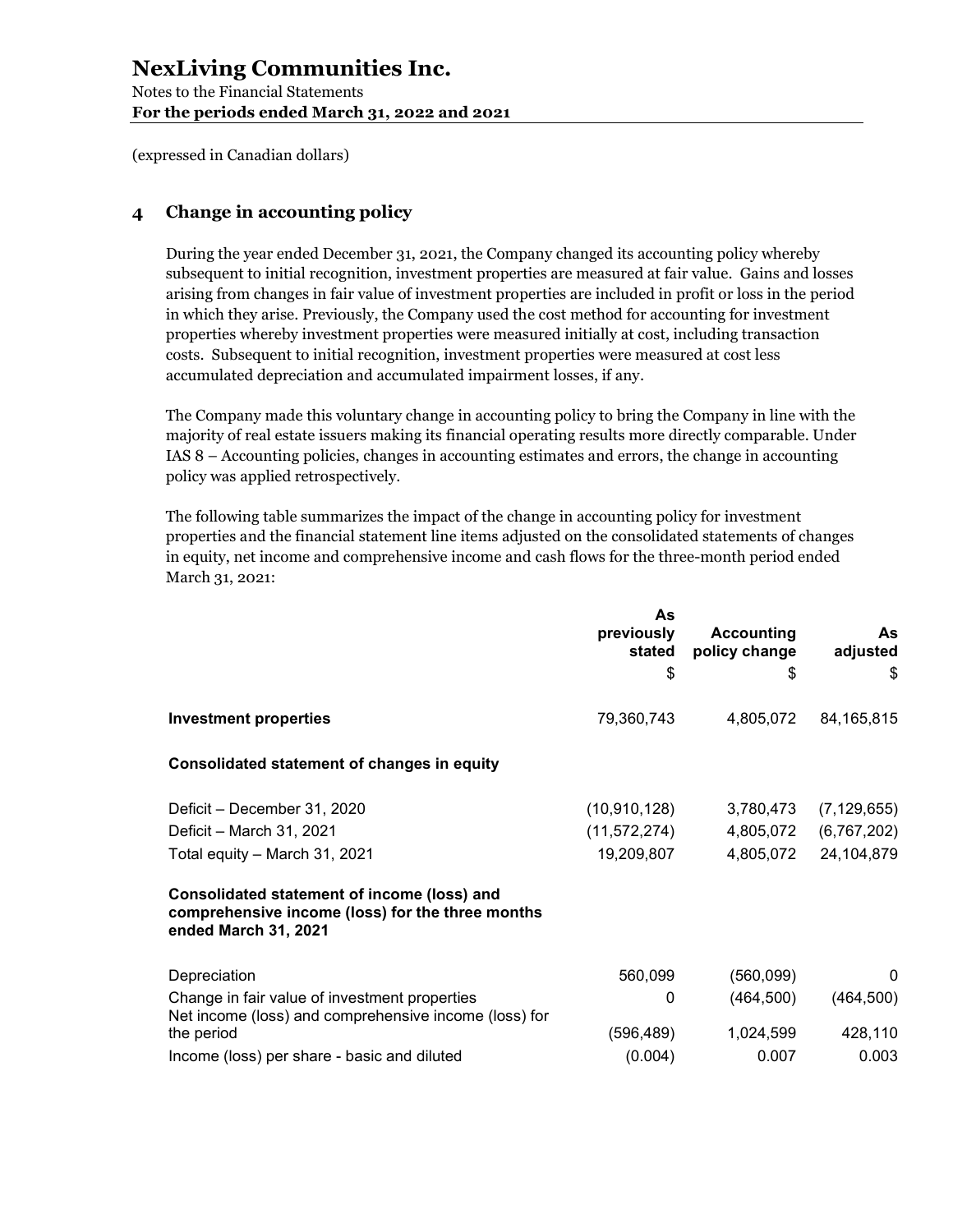# NexLiving Communities Inc.

Notes to the Financial Statements
**For the periods ended March 31, 2022 and 2021**

(expressed in Canadian dollars)

## 4 Change in accounting policy

During the year ended December 31, 2021, the Company changed its accounting policy whereby subsequent to initial recognition, investment properties are measured at fair value. Gains and losses arising from changes in fair value of investment properties are included in profit or loss in the period in which they arise. Previously, the Company used the cost method for accounting for investment properties whereby investment properties were measured initially at cost, including transaction costs. Subsequent to initial recognition, investment properties were measured at cost less accumulated depreciation and accumulated impairment losses, if any.

The Company made this voluntary change in accounting policy to bring the Company in line with the majority of real estate issuers making its financial operating results more directly comparable. Under IAS 8 – Accounting policies, changes in accounting estimates and errors, the change in accounting policy was applied retrospectively.

The following table summarizes the impact of the change in accounting policy for investment properties and the financial statement line items adjusted on the consolidated statements of changes in equity, net income and comprehensive income and cash flows for the three-month period ended March 31, 2021:

| | As previously stated<br>$ | Accounting policy change<br>$ | As adjusted<br>$ |
|---|---|---|---|
| **Investment properties** | 79,360,743 | 4,805,072 | 84,165,815 |
| **Consolidated statement of changes in equity** | | | |
| Deficit – December 31, 2020 | (10,910,128) | 3,780,473 | (7,129,655) |
| Deficit – March 31, 2021 | (11,572,274) | 4,805,072 | (6,767,202) |
| Total equity – March 31, 2021 | 19,209,807 | 4,805,072 | 24,104,879 |
| **Consolidated statement of income (loss) and comprehensive income (loss) for the three months ended March 31, 2021** | | | |
| Depreciation | 560,099 | (560,099) | 0 |
| Change in fair value of investment properties | 0 | (464,500) | (464,500) |
| Net income (loss) and comprehensive income (loss) for the period | (596,489) | 1,024,599 | 428,110 |
| Income (loss) per share - basic and diluted | (0.004) | 0.007 | 0.003 |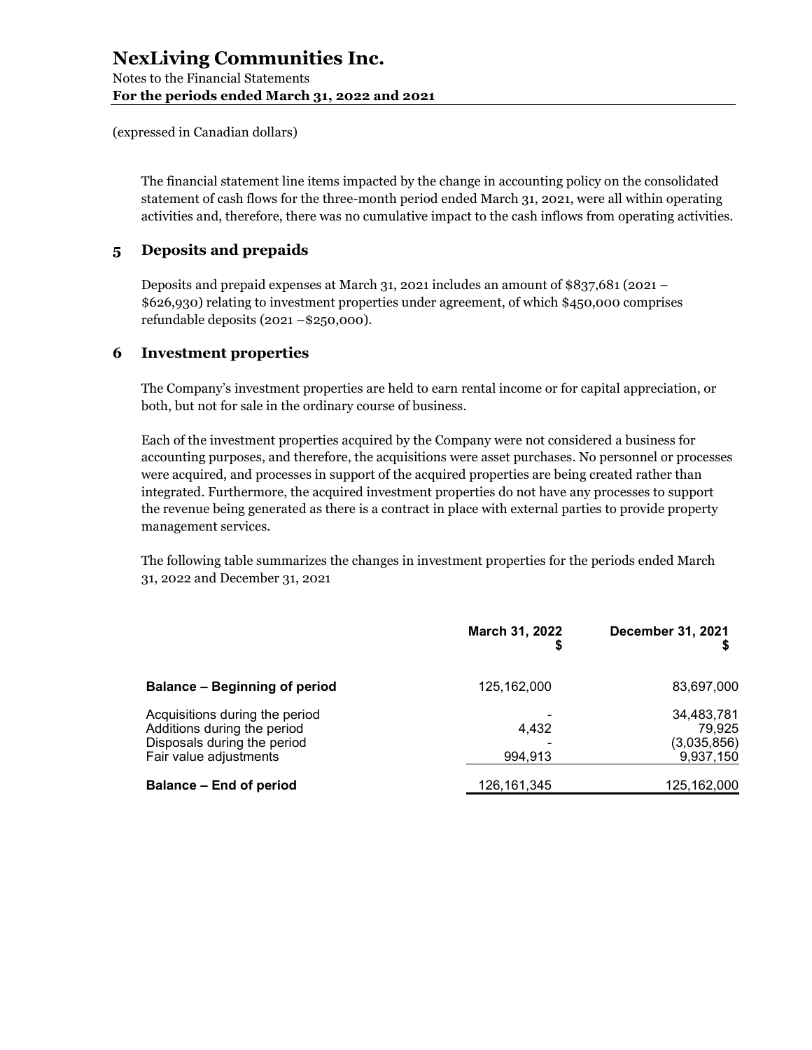(expressed in Canadian dollars)

The financial statement line items impacted by the change in accounting policy on the consolidated statement of cash flows for the three-month period ended March 31, 2021, were all within operating activities and, therefore, there was no cumulative impact to the cash inflows from operating activities.

## 5 Deposits and prepaids

Deposits and prepaid expenses at March 31, 2021 includes an amount of $837,681 (2021 – $626,930) relating to investment properties under agreement, of which $450,000 comprises refundable deposits (2021 –$250,000).

## 6 Investment properties

The Company's investment properties are held to earn rental income or for capital appreciation, or both, but not for sale in the ordinary course of business.

Each of the investment properties acquired by the Company were not considered a business for accounting purposes, and therefore, the acquisitions were asset purchases. No personnel or processes were acquired, and processes in support of the acquired properties are being created rather than integrated. Furthermore, the acquired investment properties do not have any processes to support the revenue being generated as there is a contract in place with external parties to provide property management services.

The following table summarizes the changes in investment properties for the periods ended March 31, 2022 and December 31, 2021

| | March 31, 2022<br>$ | December 31, 2021<br>$ |
|---|---|---|
| **Balance – Beginning of period** | 125,162,000 | 83,697,000 |
| Acquisitions during the period | - | 34,483,781 |
| Additions during the period | 4,432 | 79,925 |
| Disposals during the period | - | (3,035,856) |
| Fair value adjustments | 994,913 | 9,937,150 |
| **Balance – End of period** | 126,161,345 | 125,162,000 |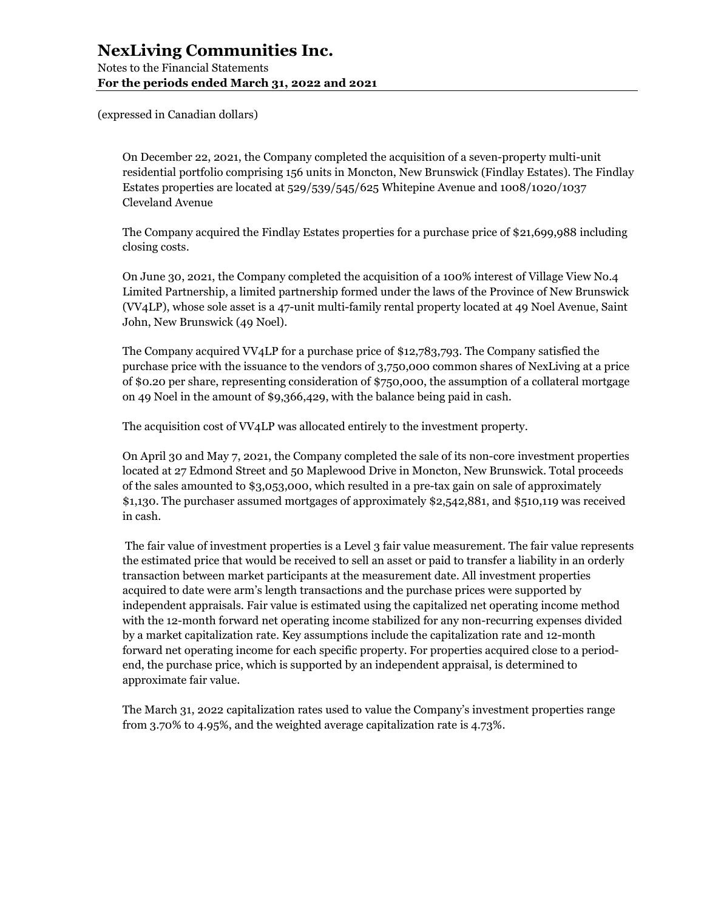(expressed in Canadian dollars)

On December 22, 2021, the Company completed the acquisition of a seven-property multi-unit residential portfolio comprising 156 units in Moncton, New Brunswick (Findlay Estates). The Findlay Estates properties are located at 529/539/545/625 Whitepine Avenue and 1008/1020/1037 Cleveland Avenue

The Company acquired the Findlay Estates properties for a purchase price of $21,699,988 including closing costs.

On June 30, 2021, the Company completed the acquisition of a 100% interest of Village View No.4 Limited Partnership, a limited partnership formed under the laws of the Province of New Brunswick (VV4LP), whose sole asset is a 47-unit multi-family rental property located at 49 Noel Avenue, Saint John, New Brunswick (49 Noel).

The Company acquired VV4LP for a purchase price of $12,783,793. The Company satisfied the purchase price with the issuance to the vendors of 3,750,000 common shares of NexLiving at a price of $0.20 per share, representing consideration of $750,000, the assumption of a collateral mortgage on 49 Noel in the amount of $9,366,429, with the balance being paid in cash.

The acquisition cost of VV4LP was allocated entirely to the investment property.

On April 30 and May 7, 2021, the Company completed the sale of its non-core investment properties located at 27 Edmond Street and 50 Maplewood Drive in Moncton, New Brunswick. Total proceeds of the sales amounted to $3,053,000, which resulted in a pre-tax gain on sale of approximately $1,130. The purchaser assumed mortgages of approximately $2,542,881, and $510,119 was received in cash.

The fair value of investment properties is a Level 3 fair value measurement. The fair value represents the estimated price that would be received to sell an asset or paid to transfer a liability in an orderly transaction between market participants at the measurement date. All investment properties acquired to date were arm's length transactions and the purchase prices were supported by independent appraisals. Fair value is estimated using the capitalized net operating income method with the 12-month forward net operating income stabilized for any non-recurring expenses divided by a market capitalization rate. Key assumptions include the capitalization rate and 12-month forward net operating income for each specific property. For properties acquired close to a period-end, the purchase price, which is supported by an independent appraisal, is determined to approximate fair value.

The March 31, 2022 capitalization rates used to value the Company's investment properties range from 3.70% to 4.95%, and the weighted average capitalization rate is 4.73%.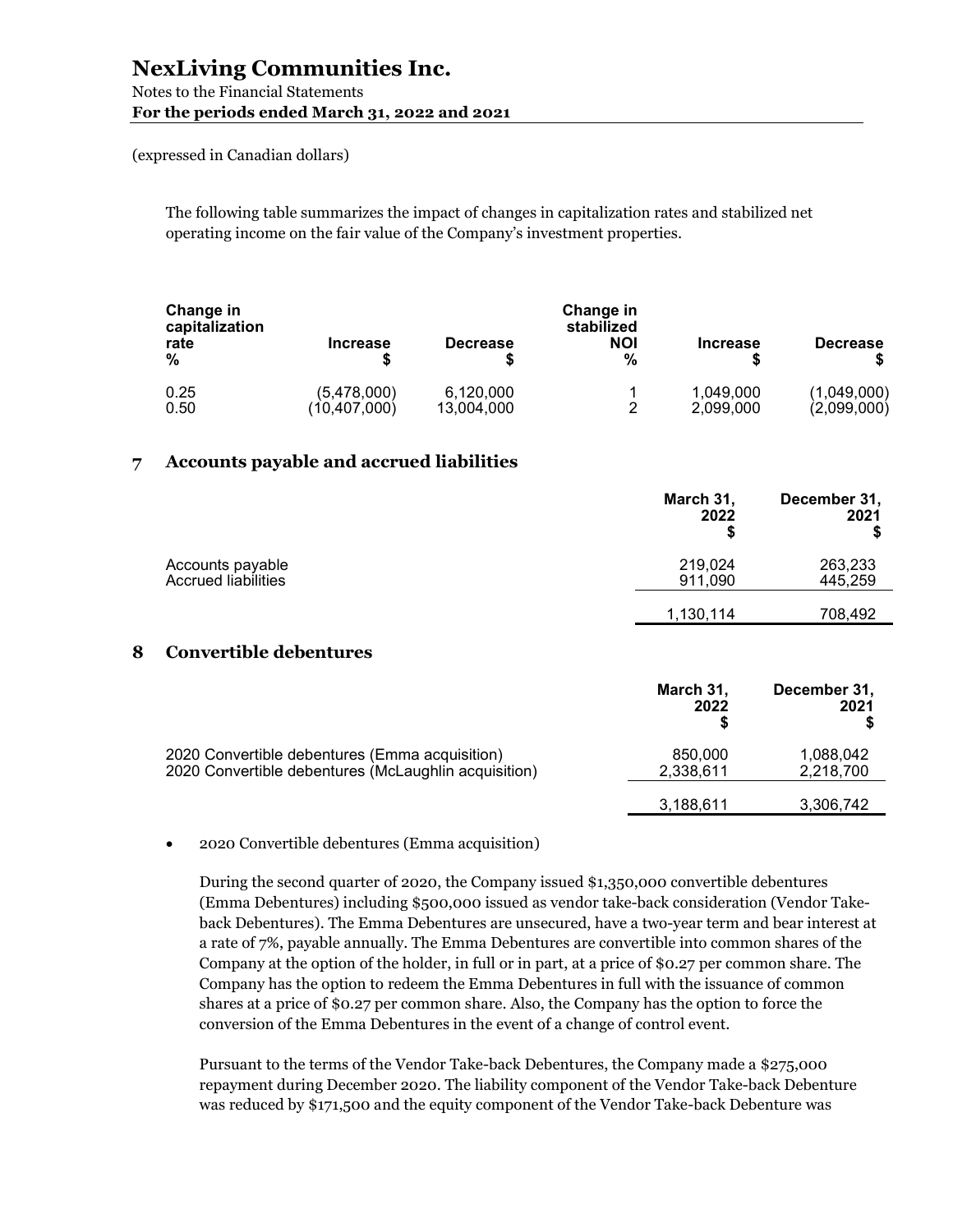The following table summarizes the impact of changes in capitalization rates and stabilized net operating income on the fair value of the Company's investment properties.

| Change in capitalization rate<br>% | Increase<br>$ | Decrease<br>$ | Change in stabilized NOI<br>% | Increase<br>$ | Decrease<br>$ |
|---|---|---|---|---|---|
| 0.25 | (5,478,000) | 6,120,000 | 1 | 1,049,000 | (1,049,000) |
| 0.50 | (10,407,000) | 13,004,000 | 2 | 2,099,000 | (2,099,000) |

## 7 Accounts payable and accrued liabilities

| | March 31, 2022<br>$ | December 31, 2021<br>$ |
|---|---|---|
| Accounts payable | 219,024 | 263,233 |
| Accrued liabilities | 911,090 | 445,259 |
| | 1,130,114 | 708,492 |

## 8 Convertible debentures

| | March 31, 2022<br>$ | December 31, 2021<br>$ |
|---|---|---|
| 2020 Convertible debentures (Emma acquisition) | 850,000 | 1,088,042 |
| 2020 Convertible debentures (McLaughlin acquisition) | 2,338,611 | 2,218,700 |
| | 3,188,611 | 3,306,742 |

- 2020 Convertible debentures (Emma acquisition)

  During the second quarter of 2020, the Company issued $1,350,000 convertible debentures (Emma Debentures) including $500,000 issued as vendor take-back consideration (Vendor Take-back Debentures). The Emma Debentures are unsecured, have a two-year term and bear interest at a rate of 7%, payable annually. The Emma Debentures are convertible into common shares of the Company at the option of the holder, in full or in part, at a price of $0.27 per common share. The Company has the option to redeem the Emma Debentures in full with the issuance of common shares at a price of $0.27 per common share. Also, the Company has the option to force the conversion of the Emma Debentures in the event of a change of control event.

  Pursuant to the terms of the Vendor Take-back Debentures, the Company made a $275,000 repayment during December 2020. The liability component of the Vendor Take-back Debenture was reduced by $171,500 and the equity component of the Vendor Take-back Debenture was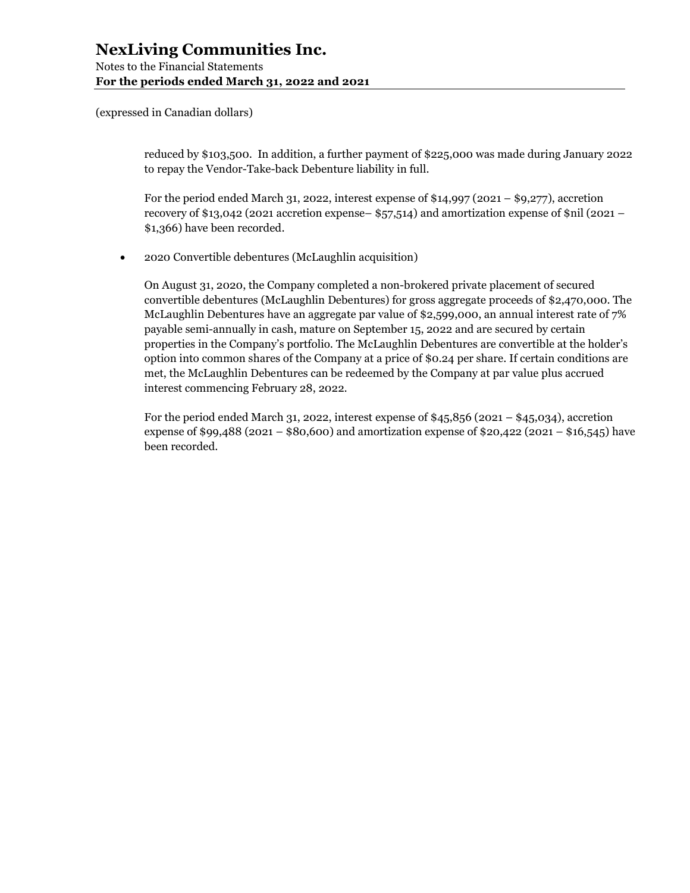(expressed in Canadian dollars)

reduced by $103,500. In addition, a further payment of $225,000 was made during January 2022 to repay the Vendor-Take-back Debenture liability in full.

For the period ended March 31, 2022, interest expense of $14,997 (2021 – $9,277), accretion recovery of $13,042 (2021 accretion expense– $57,514) and amortization expense of $nil (2021 – $1,366) have been recorded.

- 2020 Convertible debentures (McLaughlin acquisition)

  On August 31, 2020, the Company completed a non-brokered private placement of secured convertible debentures (McLaughlin Debentures) for gross aggregate proceeds of $2,470,000. The McLaughlin Debentures have an aggregate par value of $2,599,000, an annual interest rate of 7% payable semi-annually in cash, mature on September 15, 2022 and are secured by certain properties in the Company's portfolio. The McLaughlin Debentures are convertible at the holder's option into common shares of the Company at a price of $0.24 per share. If certain conditions are met, the McLaughlin Debentures can be redeemed by the Company at par value plus accrued interest commencing February 28, 2022.

  For the period ended March 31, 2022, interest expense of $45,856 (2021 – $45,034), accretion expense of $99,488 (2021 – $80,600) and amortization expense of $20,422 (2021 – $16,545) have been recorded.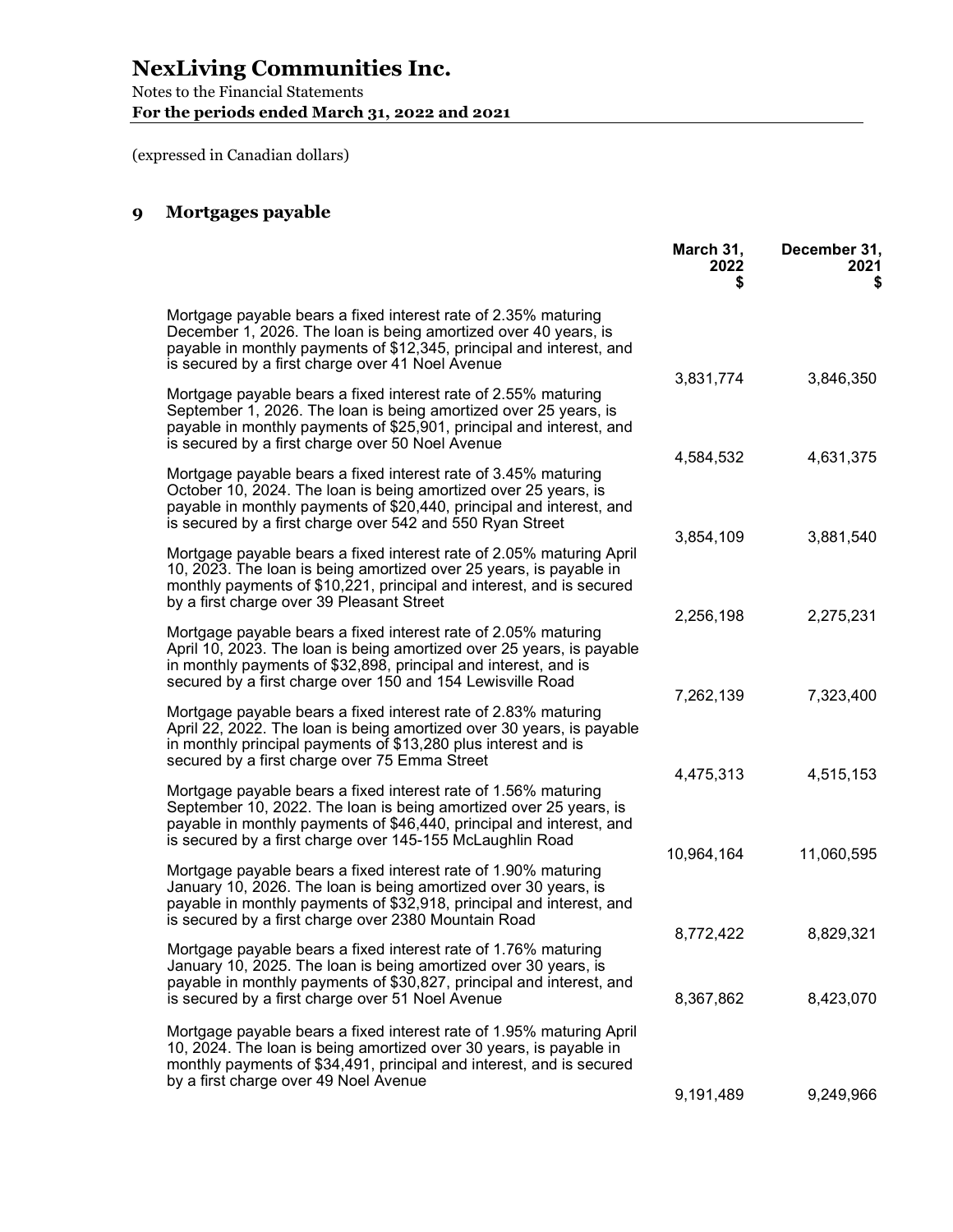# NexLiving Communities Inc.

Notes to the Financial Statements
**For the periods ended March 31, 2022 and 2021**

(expressed in Canadian dollars)

## 9 Mortgages payable

| | March 31, 2022 $ | December 31, 2021 $ |
|---|---|---|
| Mortgage payable bears a fixed interest rate of 2.35% maturing December 1, 2026. The loan is being amortized over 40 years, is payable in monthly payments of $12,345, principal and interest, and is secured by a first charge over 41 Noel Avenue | 3,831,774 | 3,846,350 |
| Mortgage payable bears a fixed interest rate of 2.55% maturing September 1, 2026. The loan is being amortized over 25 years, is payable in monthly payments of $25,901, principal and interest, and is secured by a first charge over 50 Noel Avenue | 4,584,532 | 4,631,375 |
| Mortgage payable bears a fixed interest rate of 3.45% maturing October 10, 2024. The loan is being amortized over 25 years, is payable in monthly payments of $20,440, principal and interest, and is secured by a first charge over 542 and 550 Ryan Street | 3,854,109 | 3,881,540 |
| Mortgage payable bears a fixed interest rate of 2.05% maturing April 10, 2023. The loan is being amortized over 25 years, is payable in monthly payments of $10,221, principal and interest, and is secured by a first charge over 39 Pleasant Street | 2,256,198 | 2,275,231 |
| Mortgage payable bears a fixed interest rate of 2.05% maturing April 10, 2023. The loan is being amortized over 25 years, is payable in monthly payments of $32,898, principal and interest, and is secured by a first charge over 150 and 154 Lewisville Road | 7,262,139 | 7,323,400 |
| Mortgage payable bears a fixed interest rate of 2.83% maturing April 22, 2022. The loan is being amortized over 30 years, is payable in monthly principal payments of $13,280 plus interest and is secured by a first charge over 75 Emma Street | 4,475,313 | 4,515,153 |
| Mortgage payable bears a fixed interest rate of 1.56% maturing September 10, 2022. The loan is being amortized over 25 years, is payable in monthly payments of $46,440, principal and interest, and is secured by a first charge over 145-155 McLaughlin Road | 10,964,164 | 11,060,595 |
| Mortgage payable bears a fixed interest rate of 1.90% maturing January 10, 2026. The loan is being amortized over 30 years, is payable in monthly payments of $32,918, principal and interest, and is secured by a first charge over 2380 Mountain Road | 8,772,422 | 8,829,321 |
| Mortgage payable bears a fixed interest rate of 1.76% maturing January 10, 2025. The loan is being amortized over 30 years, is payable in monthly payments of $30,827, principal and interest, and is secured by a first charge over 51 Noel Avenue | 8,367,862 | 8,423,070 |
| Mortgage payable bears a fixed interest rate of 1.95% maturing April 10, 2024. The loan is being amortized over 30 years, is payable in monthly payments of $34,491, principal and interest, and is secured by a first charge over 49 Noel Avenue | 9,191,489 | 9,249,966 |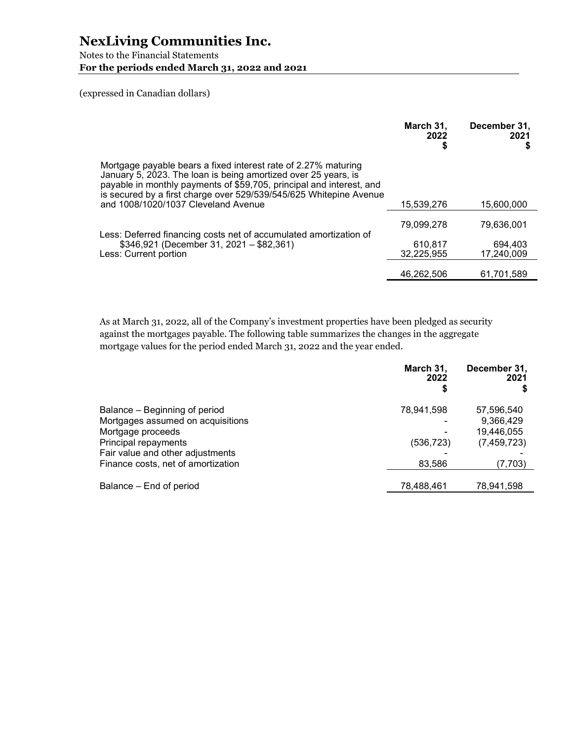(expressed in Canadian dollars)

| | March 31, 2022 $ | December 31, 2021 $ |
|---|---|---|
| Mortgage payable bears a fixed interest rate of 2.27% maturing January 5, 2023. The loan is being amortized over 25 years, is payable in monthly payments of $59,705, principal and interest, and is secured by a first charge over 529/539/545/625 Whitepine Avenue and 1008/1020/1037 Cleveland Avenue | 15,539,276 | 15,600,000 |
| | 79,099,278 | 79,636,001 |
| Less: Deferred financing costs net of accumulated amortization of $346,921 (December 31, 2021 – $82,361) | 610,817 | 694,403 |
| Less: Current portion | 32,225,955 | 17,240,009 |
| | 46,262,506 | 61,701,589 |

As at March 31, 2022, all of the Company's investment properties have been pledged as security against the mortgages payable. The following table summarizes the changes in the aggregate mortgage values for the period ended March 31, 2022 and the year ended.

| | March 31, 2022 $ | December 31, 2021 $ |
|---|---|---|
| Balance – Beginning of period | 78,941,598 | 57,596,540 |
| Mortgages assumed on acquisitions | - | 9,366,429 |
| Mortgage proceeds | - | 19,446,055 |
| Principal repayments | (536,723) | (7,459,723) |
| Fair value and other adjustments | - | - |
| Finance costs, net of amortization | 83,586 | (7,703) |
| Balance – End of period | 78,488,461 | 78,941,598 |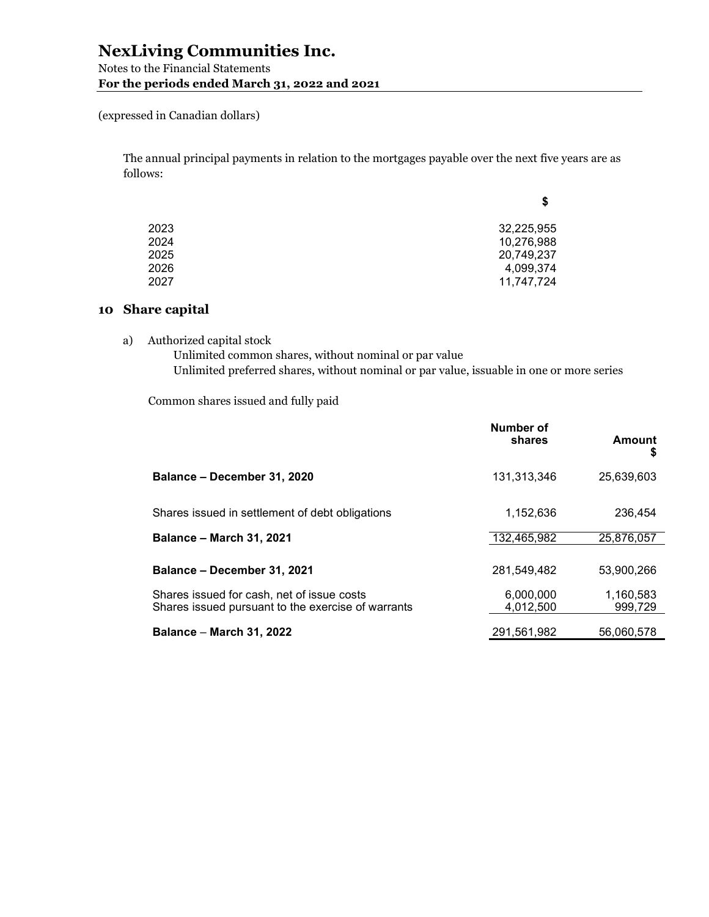The annual principal payments in relation to the mortgages payable over the next five years are as follows:

| | $ |
|---|---|
| 2023 | 32,225,955 |
| 2024 | 10,276,988 |
| 2025 | 20,749,237 |
| 2026 | 4,099,374 |
| 2027 | 11,747,724 |

## 10 Share capital

a) Authorized capital stock

Unlimited common shares, without nominal or par value

Unlimited preferred shares, without nominal or par value, issuable in one or more series

Common shares issued and fully paid

| | Number of shares | Amount $ |
|---|---|---|
| **Balance – December 31, 2020** | 131,313,346 | 25,639,603 |
| Shares issued in settlement of debt obligations | 1,152,636 | 236,454 |
| **Balance – March 31, 2021** | 132,465,982 | 25,876,057 |
| **Balance – December 31, 2021** | 281,549,482 | 53,900,266 |
| Shares issued for cash, net of issue costs | 6,000,000 | 1,160,583 |
| Shares issued pursuant to the exercise of warrants | 4,012,500 | 999,729 |
| **Balance – March 31, 2022** | 291,561,982 | 56,060,578 |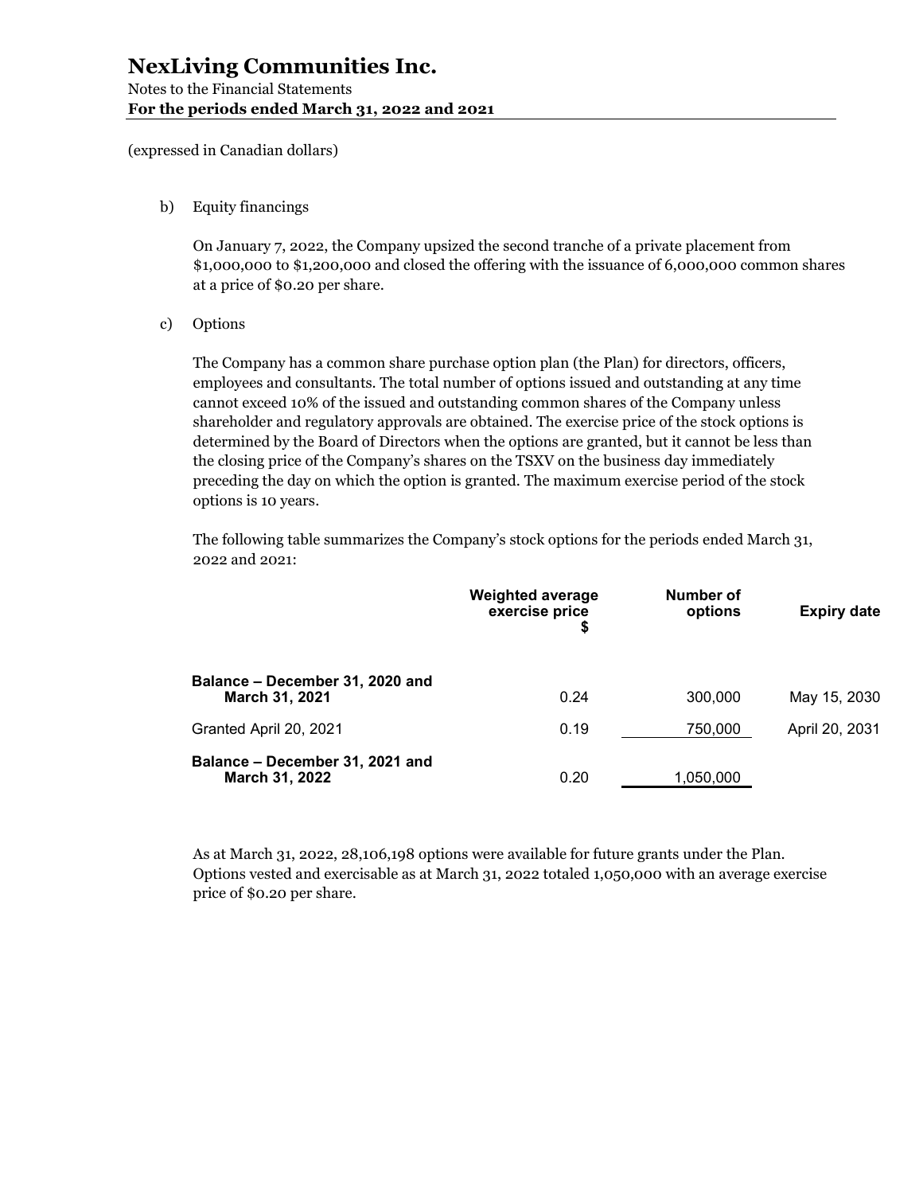(expressed in Canadian dollars)

b) Equity financings

On January 7, 2022, the Company upsized the second tranche of a private placement from $1,000,000 to $1,200,000 and closed the offering with the issuance of 6,000,000 common shares at a price of $0.20 per share.

c) Options

The Company has a common share purchase option plan (the Plan) for directors, officers, employees and consultants. The total number of options issued and outstanding at any time cannot exceed 10% of the issued and outstanding common shares of the Company unless shareholder and regulatory approvals are obtained. The exercise price of the stock options is determined by the Board of Directors when the options are granted, but it cannot be less than the closing price of the Company's shares on the TSXV on the business day immediately preceding the day on which the option is granted. The maximum exercise period of the stock options is 10 years.

The following table summarizes the Company's stock options for the periods ended March 31, 2022 and 2021:

| | Weighted average exercise price $ | Number of options | Expiry date |
|---|---|---|---|
| **Balance – December 31, 2020 and March 31, 2021** | 0.24 | 300,000 | May 15, 2030 |
| Granted April 20, 2021 | 0.19 | 750,000 | April 20, 2031 |
| **Balance – December 31, 2021 and March 31, 2022** | 0.20 | 1,050,000 | |

As at March 31, 2022, 28,106,198 options were available for future grants under the Plan. Options vested and exercisable as at March 31, 2022 totaled 1,050,000 with an average exercise price of $0.20 per share.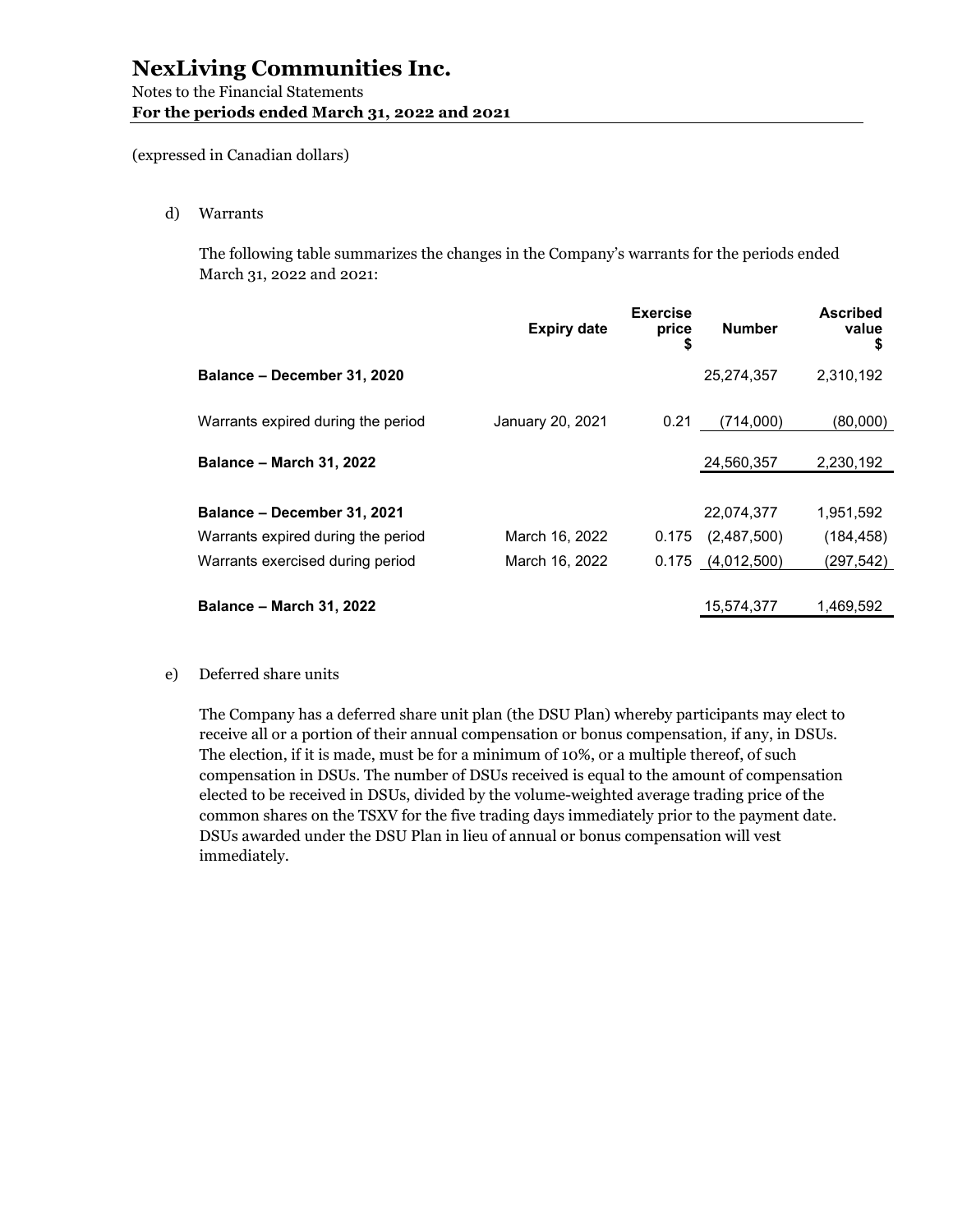d) Warrants

The following table summarizes the changes in the Company's warrants for the periods ended March 31, 2022 and 2021:

| | Expiry date | Exercise price $ | Number | Ascribed value $ |
|---|---|---|---|---|
| **Balance – December 31, 2020** | | | 25,274,357 | 2,310,192 |
| Warrants expired during the period | January 20, 2021 | 0.21 | (714,000) | (80,000) |
| **Balance – March 31, 2022** | | | 24,560,357 | 2,230,192 |
| **Balance – December 31, 2021** | | | 22,074,377 | 1,951,592 |
| Warrants expired during the period | March 16, 2022 | 0.175 | (2,487,500) | (184,458) |
| Warrants exercised during period | March 16, 2022 | 0.175 | (4,012,500) | (297,542) |
| **Balance – March 31, 2022** | | | 15,574,377 | 1,469,592 |

e) Deferred share units

The Company has a deferred share unit plan (the DSU Plan) whereby participants may elect to receive all or a portion of their annual compensation or bonus compensation, if any, in DSUs. The election, if it is made, must be for a minimum of 10%, or a multiple thereof, of such compensation in DSUs. The number of DSUs received is equal to the amount of compensation elected to be received in DSUs, divided by the volume-weighted average trading price of the common shares on the TSXV for the five trading days immediately prior to the payment date. DSUs awarded under the DSU Plan in lieu of annual or bonus compensation will vest immediately.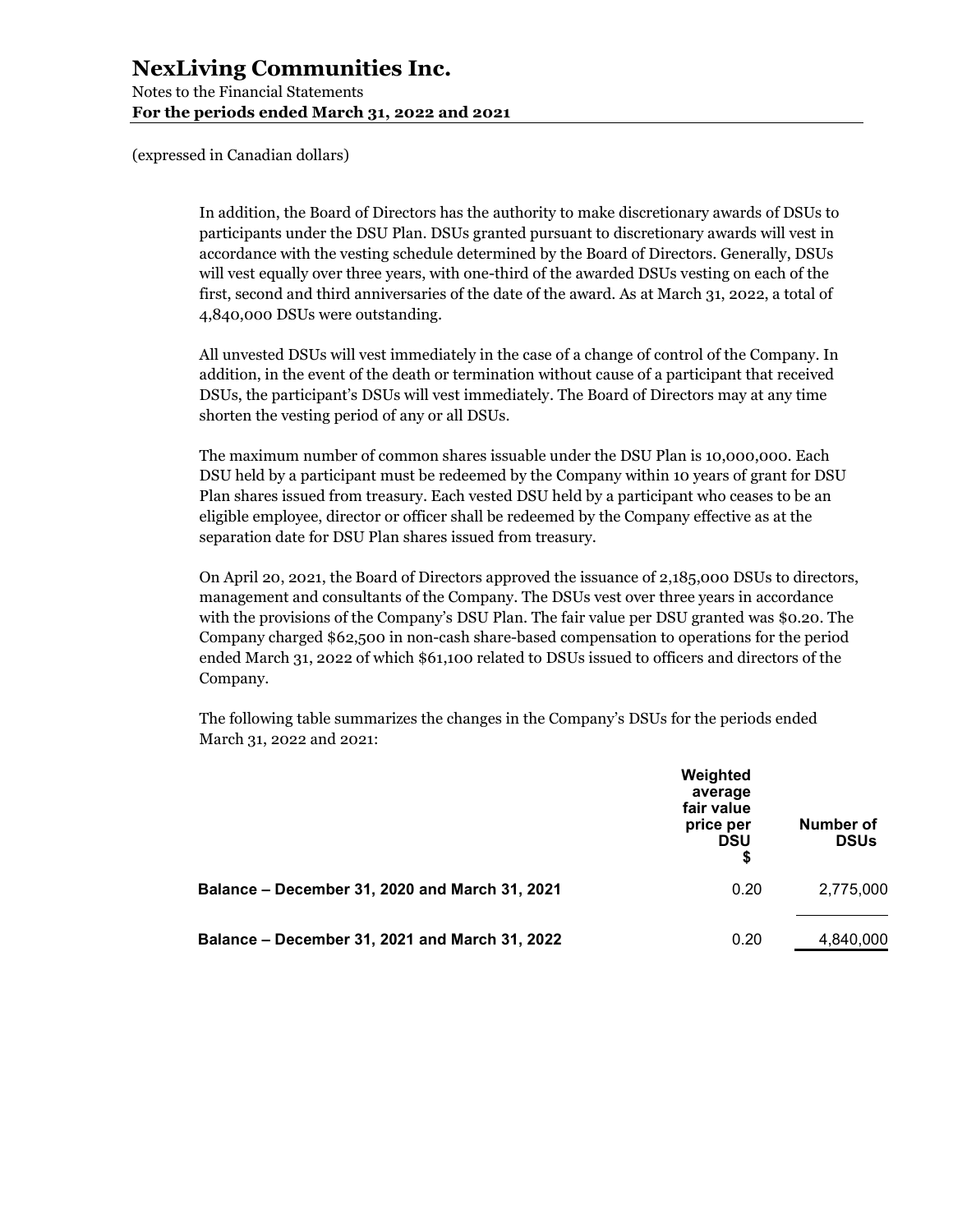(expressed in Canadian dollars)

In addition, the Board of Directors has the authority to make discretionary awards of DSUs to participants under the DSU Plan. DSUs granted pursuant to discretionary awards will vest in accordance with the vesting schedule determined by the Board of Directors. Generally, DSUs will vest equally over three years, with one-third of the awarded DSUs vesting on each of the first, second and third anniversaries of the date of the award. As at March 31, 2022, a total of 4,840,000 DSUs were outstanding.

All unvested DSUs will vest immediately in the case of a change of control of the Company. In addition, in the event of the death or termination without cause of a participant that received DSUs, the participant's DSUs will vest immediately. The Board of Directors may at any time shorten the vesting period of any or all DSUs.

The maximum number of common shares issuable under the DSU Plan is 10,000,000. Each DSU held by a participant must be redeemed by the Company within 10 years of grant for DSU Plan shares issued from treasury. Each vested DSU held by a participant who ceases to be an eligible employee, director or officer shall be redeemed by the Company effective as at the separation date for DSU Plan shares issued from treasury.

On April 20, 2021, the Board of Directors approved the issuance of 2,185,000 DSUs to directors, management and consultants of the Company. The DSUs vest over three years in accordance with the provisions of the Company's DSU Plan. The fair value per DSU granted was $0.20. The Company charged $62,500 in non-cash share-based compensation to operations for the period ended March 31, 2022 of which $61,100 related to DSUs issued to officers and directors of the Company.

The following table summarizes the changes in the Company's DSUs for the periods ended March 31, 2022 and 2021:

| | Weighted average fair value price per DSU $ | Number of DSUs |
|---|---|---|
| **Balance – December 31, 2020 and March 31, 2021** | 0.20 | 2,775,000 |
| **Balance – December 31, 2021 and March 31, 2022** | 0.20 | 4,840,000 |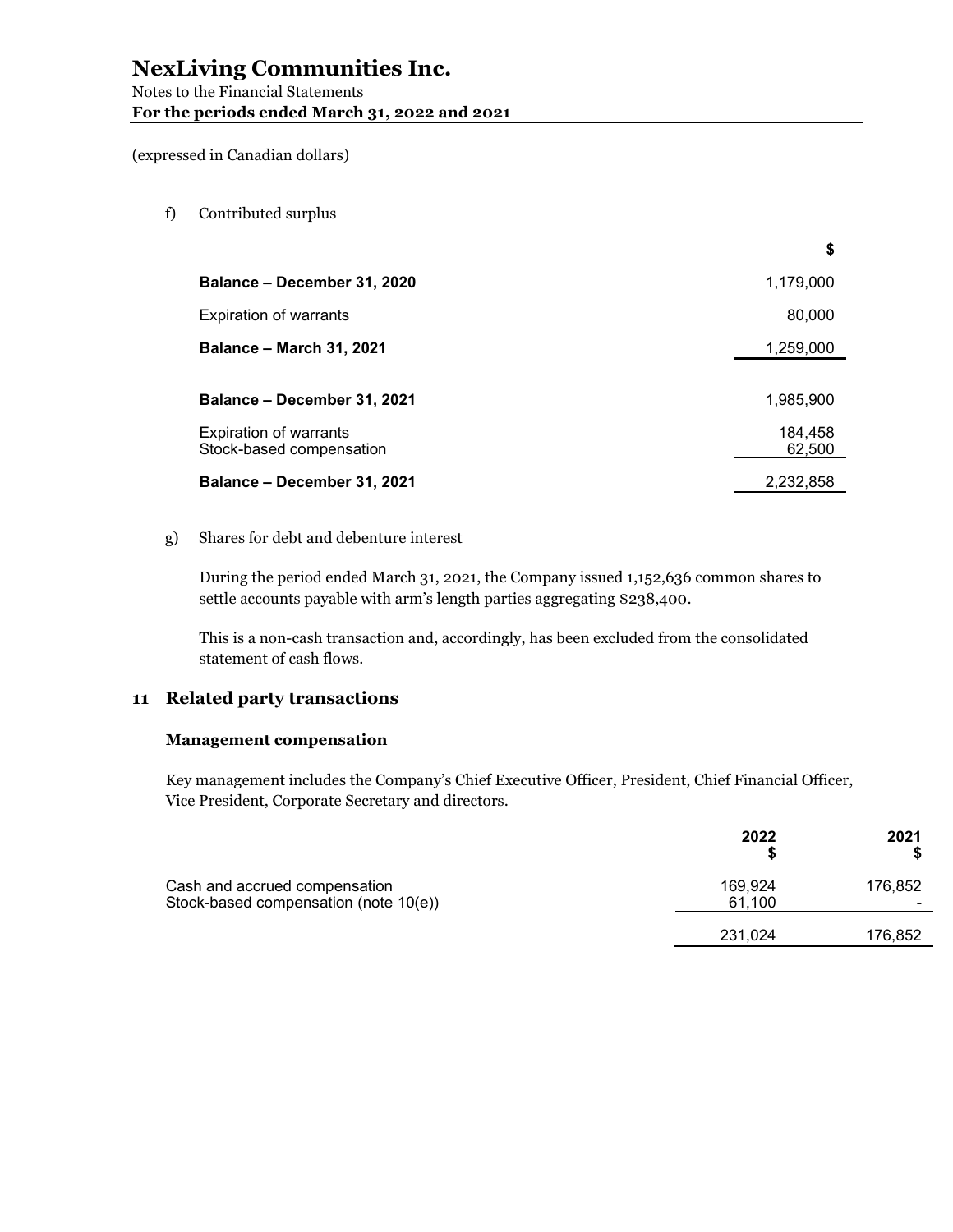f) Contributed surplus

| | $ |
|---|---|
| **Balance – December 31, 2020** | 1,179,000 |
| Expiration of warrants | 80,000 |
| **Balance – March 31, 2021** | 1,259,000 |
| | |
| **Balance – December 31, 2021** | 1,985,900 |
| Expiration of warrants | 184,458 |
| Stock-based compensation | 62,500 |
| **Balance – December 31, 2021** | 2,232,858 |

g) Shares for debt and debenture interest

During the period ended March 31, 2021, the Company issued 1,152,636 common shares to settle accounts payable with arm's length parties aggregating $238,400.

This is a non-cash transaction and, accordingly, has been excluded from the consolidated statement of cash flows.

## 11 Related party transactions

### Management compensation

Key management includes the Company's Chief Executive Officer, President, Chief Financial Officer, Vice President, Corporate Secretary and directors.

| | 2022 $ | 2021 $ |
|---|---|---|
| Cash and accrued compensation | 169,924 | 176,852 |
| Stock-based compensation (note 10(e)) | 61,100 | - |
| | 231,024 | 176,852 |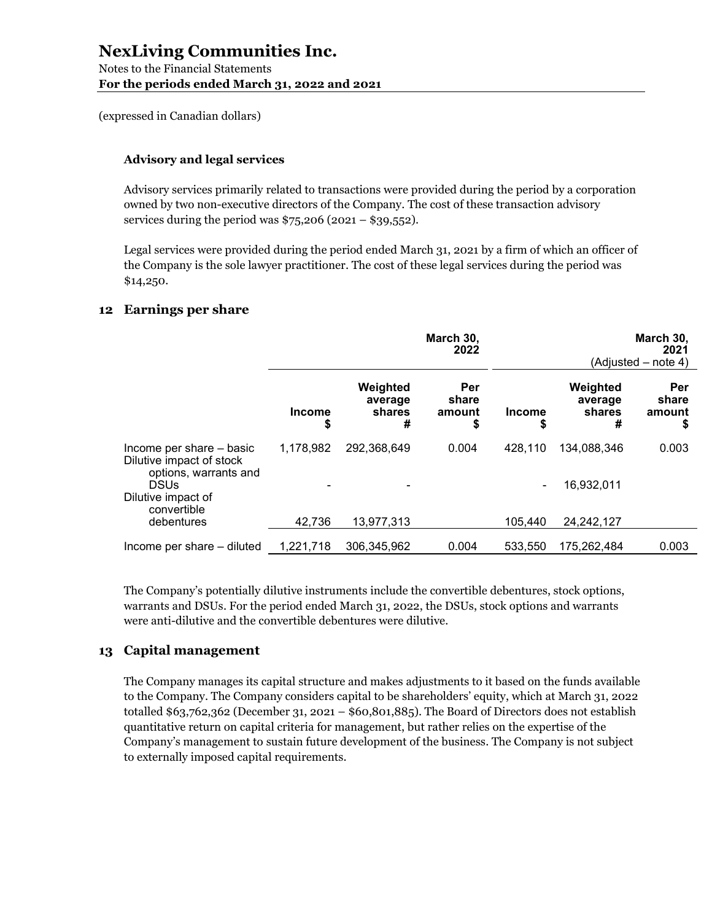(expressed in Canadian dollars)

**Advisory and legal services**

Advisory services primarily related to transactions were provided during the period by a corporation owned by two non-executive directors of the Company. The cost of these transaction advisory services during the period was $75,206 (2021 – $39,552).

Legal services were provided during the period ended March 31, 2021 by a firm of which an officer of the Company is the sole lawyer practitioner. The cost of these legal services during the period was $14,250.

## 12 Earnings per share

| | | | March 30, 2022 | | | March 30, 2021 (Adjusted – note 4) |
|---|---|---|---|---|---|---|
| | Income $ | Weighted average shares # | Per share amount $ | Income $ | Weighted average shares # | Per share amount $ |
| Income per share – basic | 1,178,982 | 292,368,649 | 0.004 | 428,110 | 134,088,346 | 0.003 |
| Dilutive impact of stock options, warrants and DSUs | - | - | | - | 16,932,011 | |
| Dilutive impact of convertible debentures | 42,736 | 13,977,313 | | 105,440 | 24,242,127 | |
| Income per share – diluted | 1,221,718 | 306,345,962 | 0.004 | 533,550 | 175,262,484 | 0.003 |

The Company's potentially dilutive instruments include the convertible debentures, stock options, warrants and DSUs. For the period ended March 31, 2022, the DSUs, stock options and warrants were anti-dilutive and the convertible debentures were dilutive.

## 13 Capital management

The Company manages its capital structure and makes adjustments to it based on the funds available to the Company. The Company considers capital to be shareholders' equity, which at March 31, 2022 totalled $63,762,362 (December 31, 2021 – $60,801,885). The Board of Directors does not establish quantitative return on capital criteria for management, but rather relies on the expertise of the Company's management to sustain future development of the business. The Company is not subject to externally imposed capital requirements.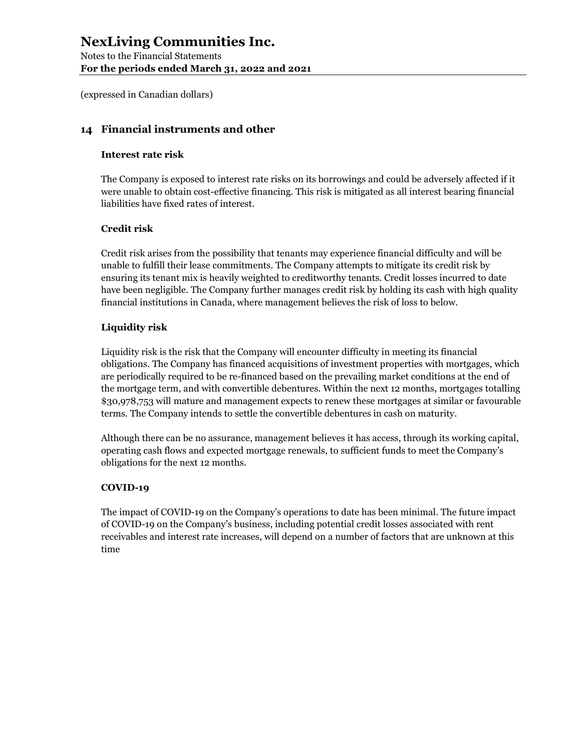# NexLiving Communities Inc.

Notes to the Financial Statements
**For the periods ended March 31, 2022 and 2021**

(expressed in Canadian dollars)

## 14 Financial instruments and other

### Interest rate risk

The Company is exposed to interest rate risks on its borrowings and could be adversely affected if it were unable to obtain cost-effective financing. This risk is mitigated as all interest bearing financial liabilities have fixed rates of interest.

### Credit risk

Credit risk arises from the possibility that tenants may experience financial difficulty and will be unable to fulfill their lease commitments. The Company attempts to mitigate its credit risk by ensuring its tenant mix is heavily weighted to creditworthy tenants. Credit losses incurred to date have been negligible. The Company further manages credit risk by holding its cash with high quality financial institutions in Canada, where management believes the risk of loss to below.

### Liquidity risk

Liquidity risk is the risk that the Company will encounter difficulty in meeting its financial obligations. The Company has financed acquisitions of investment properties with mortgages, which are periodically required to be re-financed based on the prevailing market conditions at the end of the mortgage term, and with convertible debentures. Within the next 12 months, mortgages totalling $30,978,753 will mature and management expects to renew these mortgages at similar or favourable terms. The Company intends to settle the convertible debentures in cash on maturity.

Although there can be no assurance, management believes it has access, through its working capital, operating cash flows and expected mortgage renewals, to sufficient funds to meet the Company's obligations for the next 12 months.

### COVID-19

The impact of COVID-19 on the Company's operations to date has been minimal. The future impact of COVID-19 on the Company's business, including potential credit losses associated with rent receivables and interest rate increases, will depend on a number of factors that are unknown at this time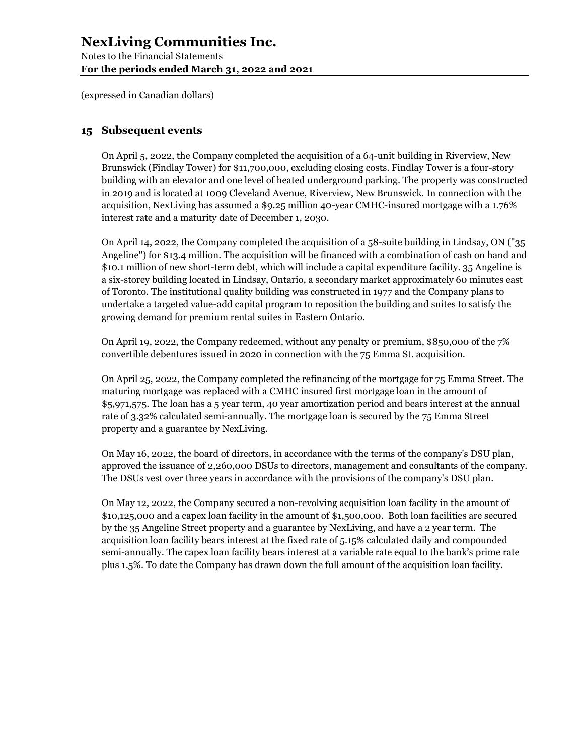# NexLiving Communities Inc.

Notes to the Financial Statements
**For the periods ended March 31, 2022 and 2021**

(expressed in Canadian dollars)

## 15 Subsequent events

On April 5, 2022, the Company completed the acquisition of a 64-unit building in Riverview, New Brunswick (Findlay Tower) for $11,700,000, excluding closing costs. Findlay Tower is a four-story building with an elevator and one level of heated underground parking. The property was constructed in 2019 and is located at 1009 Cleveland Avenue, Riverview, New Brunswick. In connection with the acquisition, NexLiving has assumed a $9.25 million 40-year CMHC-insured mortgage with a 1.76% interest rate and a maturity date of December 1, 2030.

On April 14, 2022, the Company completed the acquisition of a 58-suite building in Lindsay, ON ("35 Angeline") for $13.4 million. The acquisition will be financed with a combination of cash on hand and $10.1 million of new short-term debt, which will include a capital expenditure facility. 35 Angeline is a six-storey building located in Lindsay, Ontario, a secondary market approximately 60 minutes east of Toronto. The institutional quality building was constructed in 1977 and the Company plans to undertake a targeted value-add capital program to reposition the building and suites to satisfy the growing demand for premium rental suites in Eastern Ontario.

On April 19, 2022, the Company redeemed, without any penalty or premium, $850,000 of the 7% convertible debentures issued in 2020 in connection with the 75 Emma St. acquisition.

On April 25, 2022, the Company completed the refinancing of the mortgage for 75 Emma Street. The maturing mortgage was replaced with a CMHC insured first mortgage loan in the amount of $5,971,575. The loan has a 5 year term, 40 year amortization period and bears interest at the annual rate of 3.32% calculated semi-annually. The mortgage loan is secured by the 75 Emma Street property and a guarantee by NexLiving.

On May 16, 2022, the board of directors, in accordance with the terms of the company's DSU plan, approved the issuance of 2,260,000 DSUs to directors, management and consultants of the company. The DSUs vest over three years in accordance with the provisions of the company's DSU plan.

On May 12, 2022, the Company secured a non-revolving acquisition loan facility in the amount of $10,125,000 and a capex loan facility in the amount of $1,500,000. Both loan facilities are secured by the 35 Angeline Street property and a guarantee by NexLiving, and have a 2 year term. The acquisition loan facility bears interest at the fixed rate of 5.15% calculated daily and compounded semi-annually. The capex loan facility bears interest at a variable rate equal to the bank's prime rate plus 1.5%. To date the Company has drawn down the full amount of the acquisition loan facility.